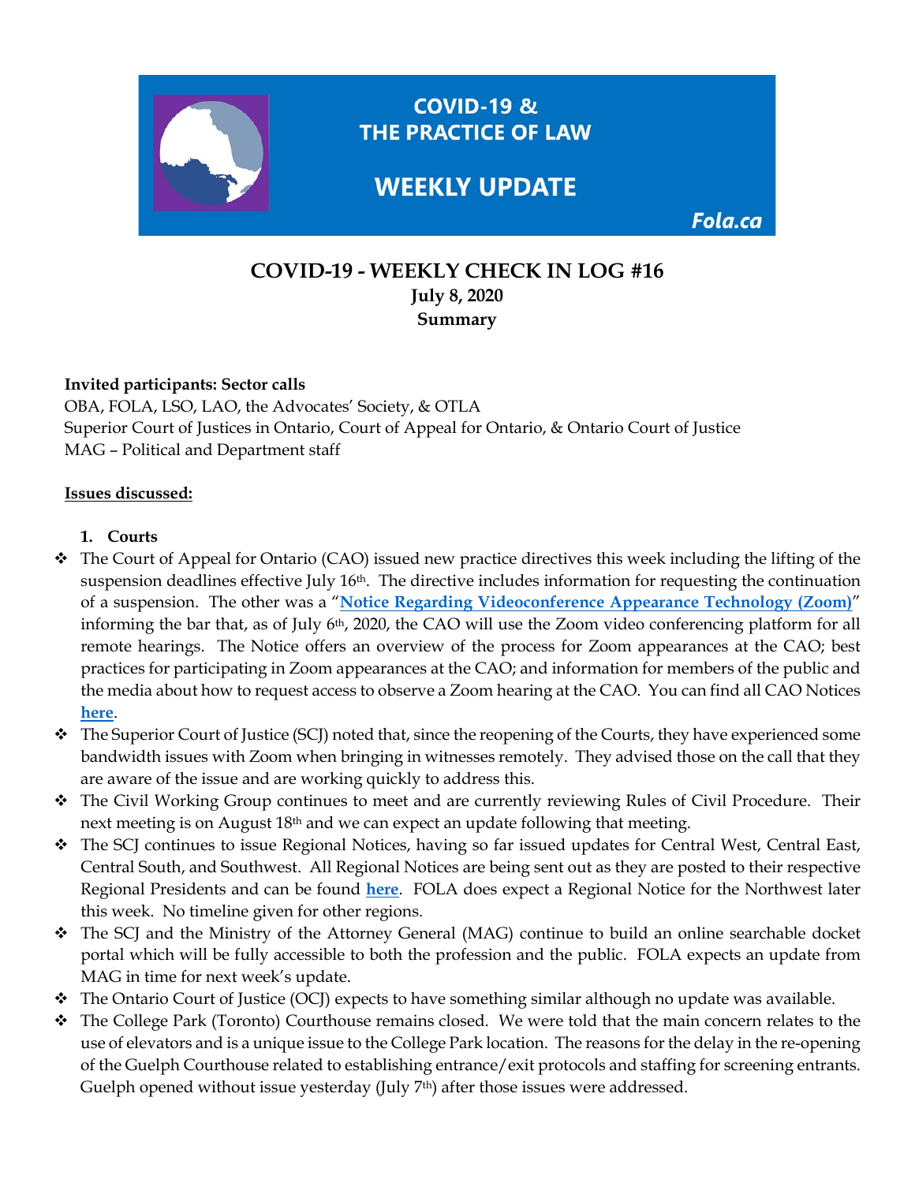COVID-19 & THE PRACTICE OF LAW

WEEKLY UPDATE

Fola.ca

# COVID-19 - WEEKLY CHECK IN LOG #16
**July 8, 2020**
**Summary**

**Invited participants: Sector calls**
OBA, FOLA, LSO, LAO, the Advocates' Society, & OTLA
Superior Court of Justices in Ontario, Court of Appeal for Ontario, & Ontario Court of Justice
MAG – Political and Department staff

**Issues discussed:**

1. **Courts**

- The Court of Appeal for Ontario (CAO) issued new practice directives this week including the lifting of the suspension deadlines effective July 16th. The directive includes information for requesting the continuation of a suspension. The other was a "**Notice Regarding Videoconference Appearance Technology (Zoom)**" informing the bar that, as of July 6th, 2020, the CAO will use the Zoom video conferencing platform for all remote hearings. The Notice offers an overview of the process for Zoom appearances at the CAO; best practices for participating in Zoom appearances at the CAO; and information for members of the public and the media about how to request access to observe a Zoom hearing at the CAO. You can find all CAO Notices **here**.
- The Superior Court of Justice (SCJ) noted that, since the reopening of the Courts, they have experienced some bandwidth issues with Zoom when bringing in witnesses remotely. They advised those on the call that they are aware of the issue and are working quickly to address this.
- The Civil Working Group continues to meet and are currently reviewing Rules of Civil Procedure. Their next meeting is on August 18th and we can expect an update following that meeting.
- The SCJ continues to issue Regional Notices, having so far issued updates for Central West, Central East, Central South, and Southwest. All Regional Notices are being sent out as they are posted to their respective Regional Presidents and can be found **here**. FOLA does expect a Regional Notice for the Northwest later this week. No timeline given for other regions.
- The SCJ and the Ministry of the Attorney General (MAG) continue to build an online searchable docket portal which will be fully accessible to both the profession and the public. FOLA expects an update from MAG in time for next week's update.
- The Ontario Court of Justice (OCJ) expects to have something similar although no update was available.
- The College Park (Toronto) Courthouse remains closed. We were told that the main concern relates to the use of elevators and is a unique issue to the College Park location. The reasons for the delay in the re-opening of the Guelph Courthouse related to establishing entrance/exit protocols and staffing for screening entrants. Guelph opened without issue yesterday (July 7th) after those issues were addressed.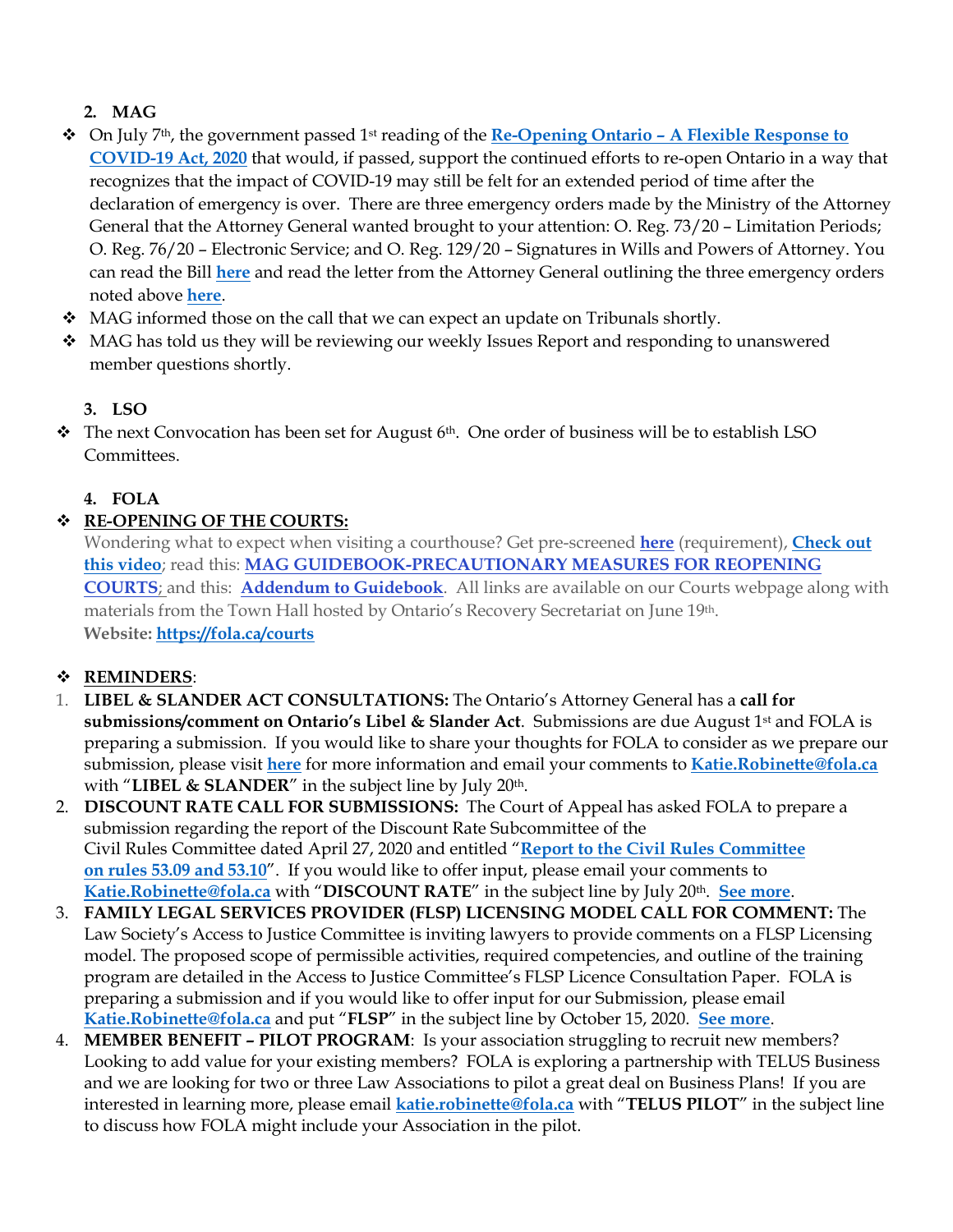**2. MAG**

- On July 7th, the government passed 1st reading of the **Re-Opening Ontario – A Flexible Response to COVID-19 Act, 2020** that would, if passed, support the continued efforts to re-open Ontario in a way that recognizes that the impact of COVID-19 may still be felt for an extended period of time after the declaration of emergency is over. There are three emergency orders made by the Ministry of the Attorney General that the Attorney General wanted brought to your attention: O. Reg. 73/20 – Limitation Periods; O. Reg. 76/20 – Electronic Service; and O. Reg. 129/20 – Signatures in Wills and Powers of Attorney. You can read the Bill **here** and read the letter from the Attorney General outlining the three emergency orders noted above **here**.
- MAG informed those on the call that we can expect an update on Tribunals shortly.
- MAG has told us they will be reviewing our weekly Issues Report and responding to unanswered member questions shortly.

**3. LSO**

- The next Convocation has been set for August 6th. One order of business will be to establish LSO Committees.

**4. FOLA**

- **RE-OPENING OF THE COURTS:**
  Wondering what to expect when visiting a courthouse? Get pre-screened **here** (requirement), **Check out this video**; read this: **MAG GUIDEBOOK-PRECAUTIONARY MEASURES FOR REOPENING COURTS**; and this: **Addendum to Guidebook**. All links are available on our Courts webpage along with materials from the Town Hall hosted by Ontario's Recovery Secretariat on June 19th.
  **Website: https://fola.ca/courts**

- **REMINDERS**:

1. **LIBEL & SLANDER ACT CONSULTATIONS:** The Ontario's Attorney General has a **call for submissions/comment on Ontario's Libel & Slander Act**. Submissions are due August 1st and FOLA is preparing a submission. If you would like to share your thoughts for FOLA to consider as we prepare our submission, please visit **here** for more information and email your comments to **Katie.Robinette@fola.ca** with "**LIBEL & SLANDER**" in the subject line by July 20th.
2. **DISCOUNT RATE CALL FOR SUBMISSIONS:** The Court of Appeal has asked FOLA to prepare a submission regarding the report of the Discount Rate Subcommittee of the Civil Rules Committee dated April 27, 2020 and entitled "**Report to the Civil Rules Committee on rules 53.09 and 53.10**". If you would like to offer input, please email your comments to **Katie.Robinette@fola.ca** with "**DISCOUNT RATE**" in the subject line by July 20th. **See more**.
3. **FAMILY LEGAL SERVICES PROVIDER (FLSP) LICENSING MODEL CALL FOR COMMENT:** The Law Society's Access to Justice Committee is inviting lawyers to provide comments on a FLSP Licensing model. The proposed scope of permissible activities, required competencies, and outline of the training program are detailed in the Access to Justice Committee's FLSP Licence Consultation Paper. FOLA is preparing a submission and if you would like to offer input for our Submission, please email **Katie.Robinette@fola.ca** and put "**FLSP**" in the subject line by October 15, 2020. **See more**.
4. **MEMBER BENEFIT – PILOT PROGRAM**: Is your association struggling to recruit new members? Looking to add value for your existing members? FOLA is exploring a partnership with TELUS Business and we are looking for two or three Law Associations to pilot a great deal on Business Plans! If you are interested in learning more, please email **katie.robinette@fola.ca** with "**TELUS PILOT**" in the subject line to discuss how FOLA might include your Association in the pilot.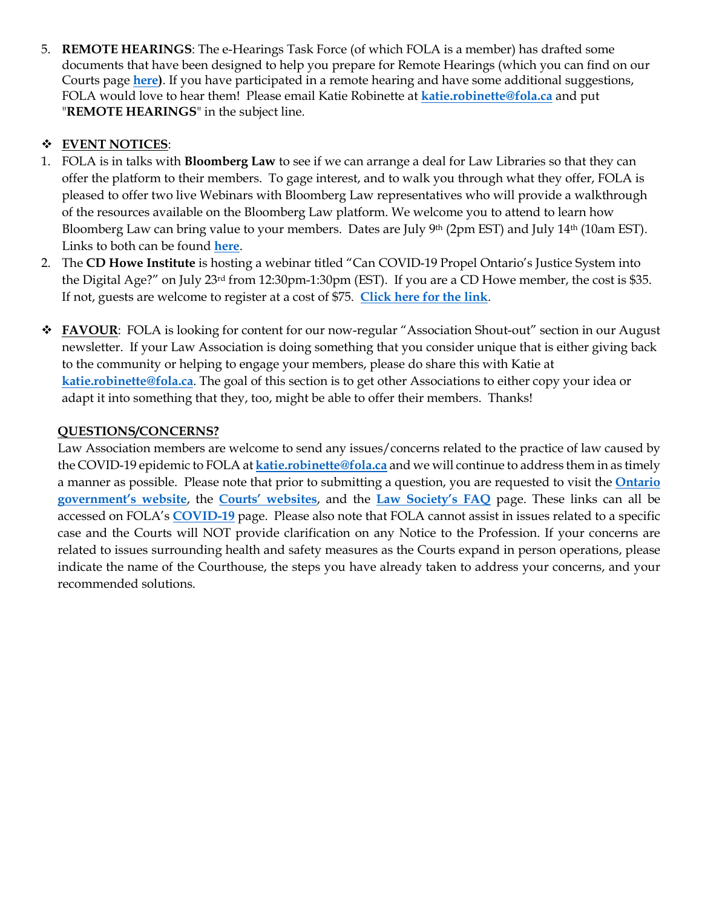5. **REMOTE HEARINGS**: The e-Hearings Task Force (of which FOLA is a member) has drafted some documents that have been designed to help you prepare for Remote Hearings (which you can find on our Courts page **here**). If you have participated in a remote hearing and have some additional suggestions, FOLA would love to hear them! Please email Katie Robinette at **katie.robinette@fola.ca** and put "**REMOTE HEARINGS**" in the subject line.

❖ **EVENT NOTICES**:

1. FOLA is in talks with **Bloomberg Law** to see if we can arrange a deal for Law Libraries so that they can offer the platform to their members. To gage interest, and to walk you through what they offer, FOLA is pleased to offer two live Webinars with Bloomberg Law representatives who will provide a walkthrough of the resources available on the Bloomberg Law platform. We welcome you to attend to learn how Bloomberg Law can bring value to your members. Dates are July 9th (2pm EST) and July 14th (10am EST). Links to both can be found **here**.
2. The **CD Howe Institute** is hosting a webinar titled "Can COVID-19 Propel Ontario's Justice System into the Digital Age?" on July 23rd from 12:30pm-1:30pm (EST). If you are a CD Howe member, the cost is $35. If not, guests are welcome to register at a cost of $75. **Click here for the link**.

❖ **FAVOUR**: FOLA is looking for content for our now-regular "Association Shout-out" section in our August newsletter. If your Law Association is doing something that you consider unique that is either giving back to the community or helping to engage your members, please do share this with Katie at **katie.robinette@fola.ca**. The goal of this section is to get other Associations to either copy your idea or adapt it into something that they, too, might be able to offer their members. Thanks!

**QUESTIONS/CONCERNS?**

Law Association members are welcome to send any issues/concerns related to the practice of law caused by the COVID-19 epidemic to FOLA at **katie.robinette@fola.ca** and we will continue to address them in as timely a manner as possible. Please note that prior to submitting a question, you are requested to visit the **Ontario government's website**, the **Courts' websites**, and the **Law Society's FAQ** page. These links can all be accessed on FOLA's **COVID-19** page. Please also note that FOLA cannot assist in issues related to a specific case and the Courts will NOT provide clarification on any Notice to the Profession. If your concerns are related to issues surrounding health and safety measures as the Courts expand in person operations, please indicate the name of the Courthouse, the steps you have already taken to address your concerns, and your recommended solutions.